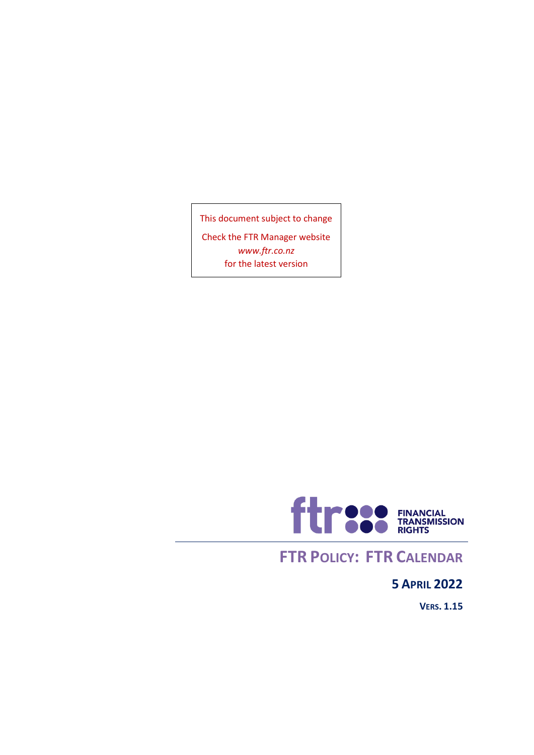This document subject to change

Check the FTR Manager website

*www.ftr.co.nz*

for the latest version

ftr FINANCIAL TRANSMISSION RIGHTS

# FTR POLICY: FTR CALENDAR

## 5 APRIL 2022

**VERS. 1.15**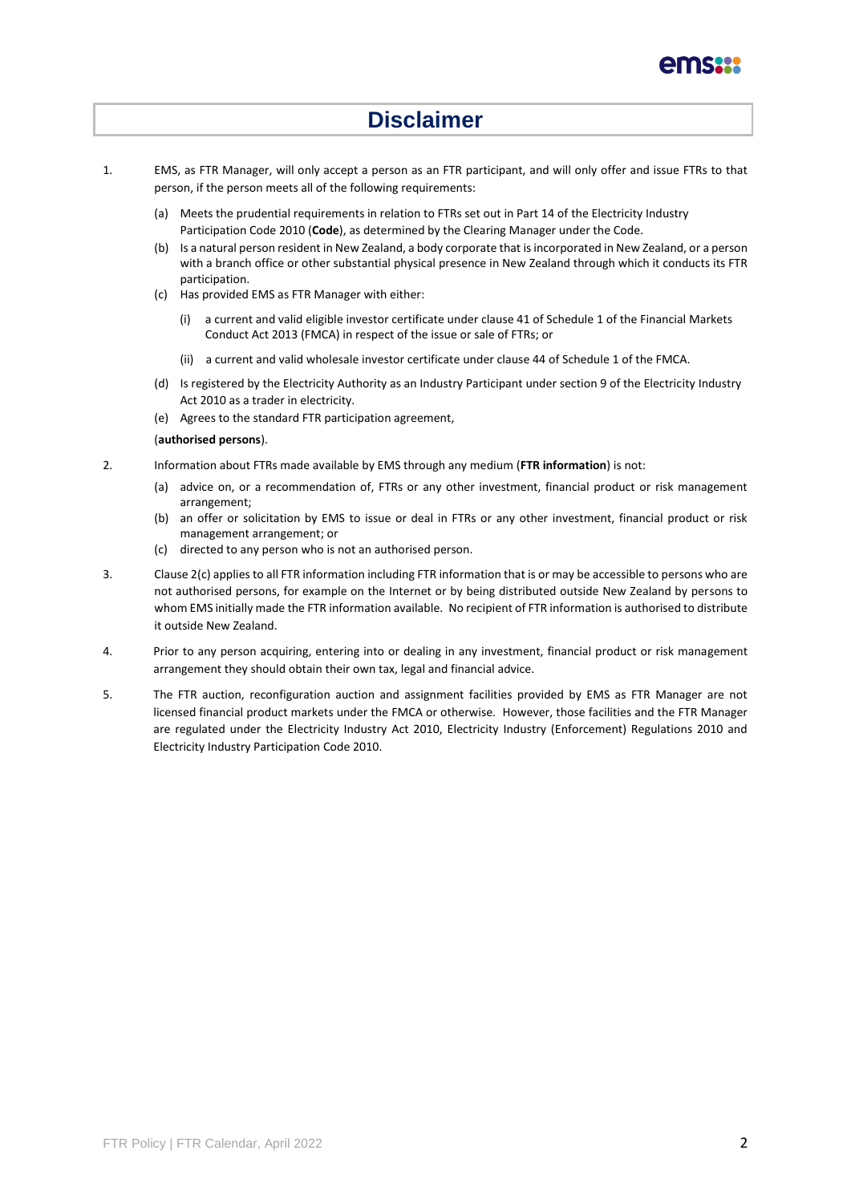# Disclaimer

1. EMS, as FTR Manager, will only accept a person as an FTR participant, and will only offer and issue FTRs to that person, if the person meets all of the following requirements:

   (a) Meets the prudential requirements in relation to FTRs set out in Part 14 of the Electricity Industry Participation Code 2010 (**Code**), as determined by the Clearing Manager under the Code.

   (b) Is a natural person resident in New Zealand, a body corporate that is incorporated in New Zealand, or a person with a branch office or other substantial physical presence in New Zealand through which it conducts its FTR participation.

   (c) Has provided EMS as FTR Manager with either:

      (i) a current and valid eligible investor certificate under clause 41 of Schedule 1 of the Financial Markets Conduct Act 2013 (FMCA) in respect of the issue or sale of FTRs; or

      (ii) a current and valid wholesale investor certificate under clause 44 of Schedule 1 of the FMCA.

   (d) Is registered by the Electricity Authority as an Industry Participant under section 9 of the Electricity Industry Act 2010 as a trader in electricity.

   (e) Agrees to the standard FTR participation agreement,

   (**authorised persons**).

2. Information about FTRs made available by EMS through any medium (**FTR information**) is not:

   (a) advice on, or a recommendation of, FTRs or any other investment, financial product or risk management arrangement;

   (b) an offer or solicitation by EMS to issue or deal in FTRs or any other investment, financial product or risk management arrangement; or

   (c) directed to any person who is not an authorised person.

3. Clause 2(c) applies to all FTR information including FTR information that is or may be accessible to persons who are not authorised persons, for example on the Internet or by being distributed outside New Zealand by persons to whom EMS initially made the FTR information available. No recipient of FTR information is authorised to distribute it outside New Zealand.

4. Prior to any person acquiring, entering into or dealing in any investment, financial product or risk management arrangement they should obtain their own tax, legal and financial advice.

5. The FTR auction, reconfiguration auction and assignment facilities provided by EMS as FTR Manager are not licensed financial product markets under the FMCA or otherwise. However, those facilities and the FTR Manager are regulated under the Electricity Industry Act 2010, Electricity Industry (Enforcement) Regulations 2010 and Electricity Industry Participation Code 2010.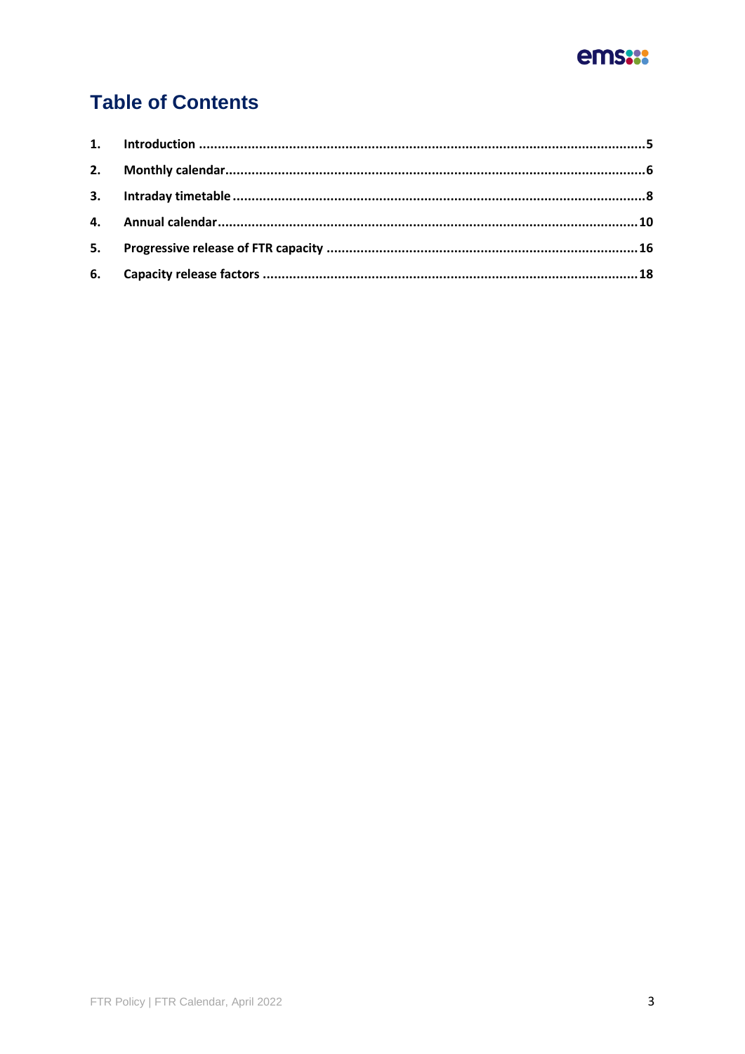# Table of Contents

1. Introduction ..................................................................................................................5
2. Monthly calendar...........................................................................................................6
3. Intraday timetable .........................................................................................................8
4. Annual calendar...........................................................................................................10
5. Progressive release of FTR capacity ...............................................................................16
6. Capacity release factors ................................................................................................18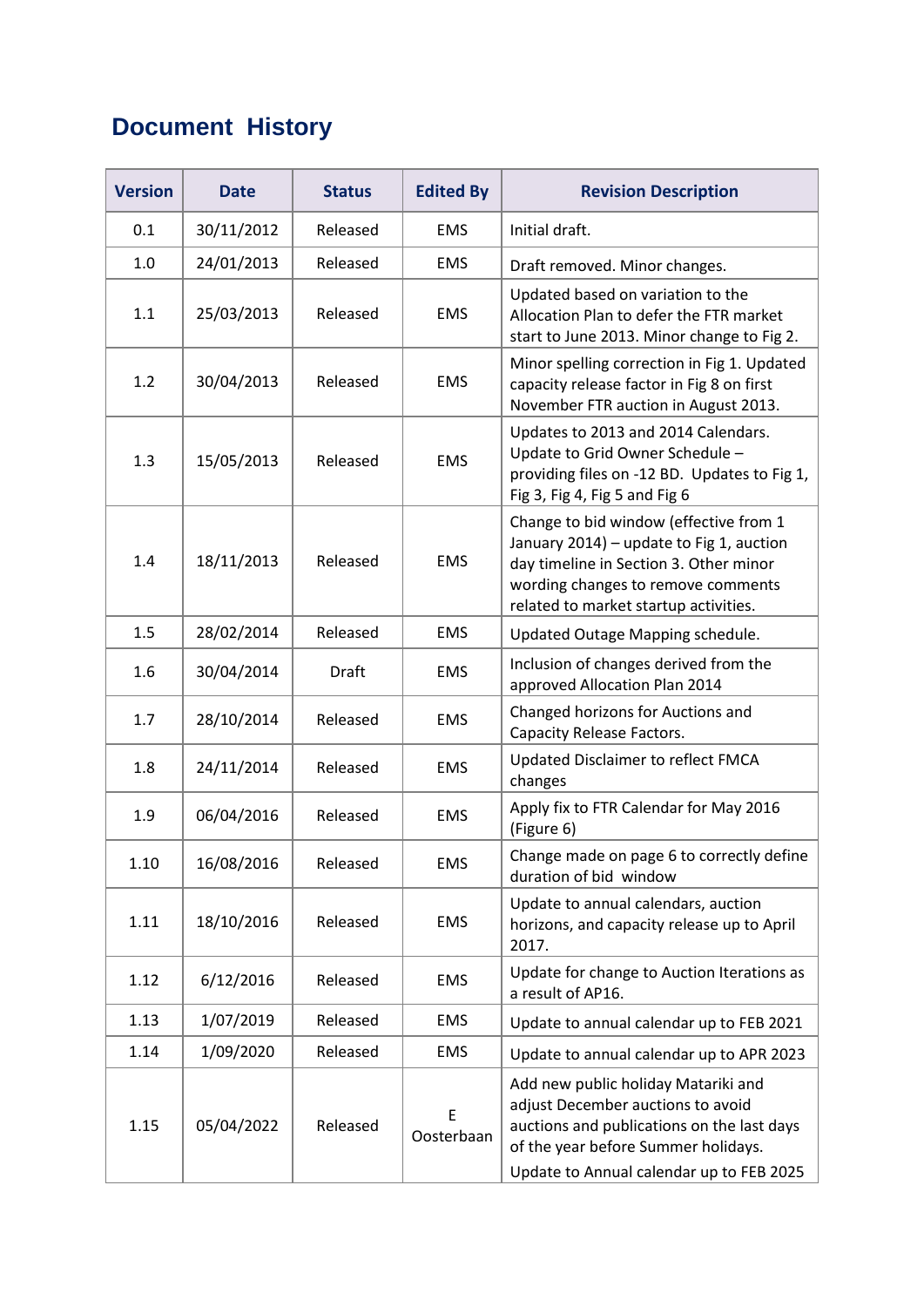# Document History

| Version | Date | Status | Edited By | Revision Description |
|---|---|---|---|---|
| 0.1 | 30/11/2012 | Released | EMS | Initial draft. |
| 1.0 | 24/01/2013 | Released | EMS | Draft removed. Minor changes. |
| 1.1 | 25/03/2013 | Released | EMS | Updated based on variation to the Allocation Plan to defer the FTR market start to June 2013. Minor change to Fig 2. |
| 1.2 | 30/04/2013 | Released | EMS | Minor spelling correction in Fig 1. Updated capacity release factor in Fig 8 on first November FTR auction in August 2013. |
| 1.3 | 15/05/2013 | Released | EMS | Updates to 2013 and 2014 Calendars. Update to Grid Owner Schedule – providing files on -12 BD. Updates to Fig 1, Fig 3, Fig 4, Fig 5 and Fig 6 |
| 1.4 | 18/11/2013 | Released | EMS | Change to bid window (effective from 1 January 2014) – update to Fig 1, auction day timeline in Section 3. Other minor wording changes to remove comments related to market startup activities. |
| 1.5 | 28/02/2014 | Released | EMS | Updated Outage Mapping schedule. |
| 1.6 | 30/04/2014 | Draft | EMS | Inclusion of changes derived from the approved Allocation Plan 2014 |
| 1.7 | 28/10/2014 | Released | EMS | Changed horizons for Auctions and Capacity Release Factors. |
| 1.8 | 24/11/2014 | Released | EMS | Updated Disclaimer to reflect FMCA changes |
| 1.9 | 06/04/2016 | Released | EMS | Apply fix to FTR Calendar for May 2016 (Figure 6) |
| 1.10 | 16/08/2016 | Released | EMS | Change made on page 6 to correctly define duration of bid window |
| 1.11 | 18/10/2016 | Released | EMS | Update to annual calendars, auction horizons, and capacity release up to April 2017. |
| 1.12 | 6/12/2016 | Released | EMS | Update for change to Auction Iterations as a result of AP16. |
| 1.13 | 1/07/2019 | Released | EMS | Update to annual calendar up to FEB 2021 |
| 1.14 | 1/09/2020 | Released | EMS | Update to annual calendar up to APR 2023 |
| 1.15 | 05/04/2022 | Released | E Oosterbaan | Add new public holiday Matariki and adjust December auctions to avoid auctions and publications on the last days of the year before Summer holidays. Update to Annual calendar up to FEB 2025 |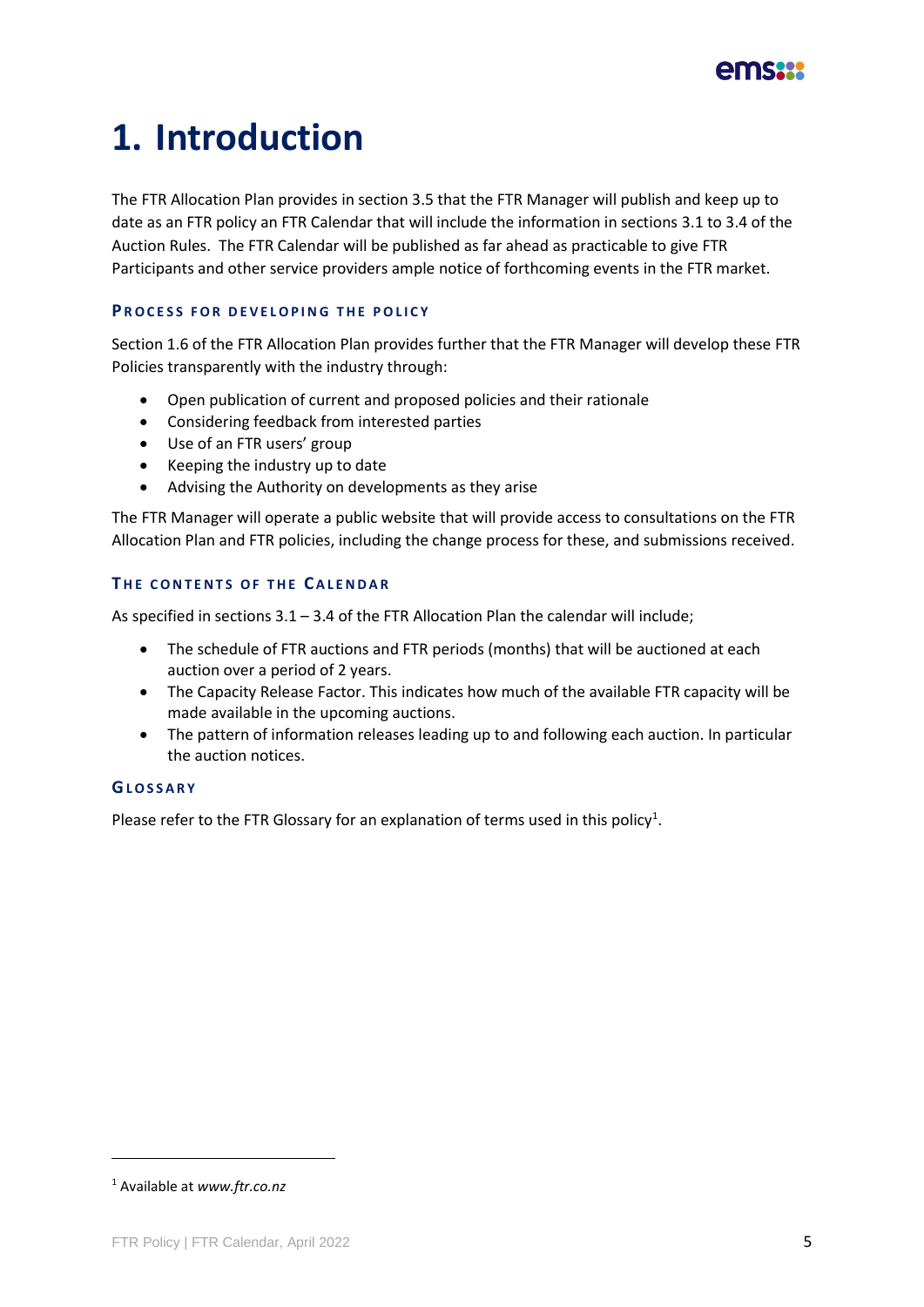# 1. Introduction

The FTR Allocation Plan provides in section 3.5 that the FTR Manager will publish and keep up to date as an FTR policy an FTR Calendar that will include the information in sections 3.1 to 3.4 of the Auction Rules. The FTR Calendar will be published as far ahead as practicable to give FTR Participants and other service providers ample notice of forthcoming events in the FTR market.

### Process for developing the policy

Section 1.6 of the FTR Allocation Plan provides further that the FTR Manager will develop these FTR Policies transparently with the industry through:

- Open publication of current and proposed policies and their rationale
- Considering feedback from interested parties
- Use of an FTR users' group
- Keeping the industry up to date
- Advising the Authority on developments as they arise

The FTR Manager will operate a public website that will provide access to consultations on the FTR Allocation Plan and FTR policies, including the change process for these, and submissions received.

### The contents of the Calendar

As specified in sections 3.1 – 3.4 of the FTR Allocation Plan the calendar will include;

- The schedule of FTR auctions and FTR periods (months) that will be auctioned at each auction over a period of 2 years.
- The Capacity Release Factor. This indicates how much of the available FTR capacity will be made available in the upcoming auctions.
- The pattern of information releases leading up to and following each auction. In particular the auction notices.

### Glossary

Please refer to the FTR Glossary for an explanation of terms used in this policy[1].

[1] Available at *www.ftr.co.nz*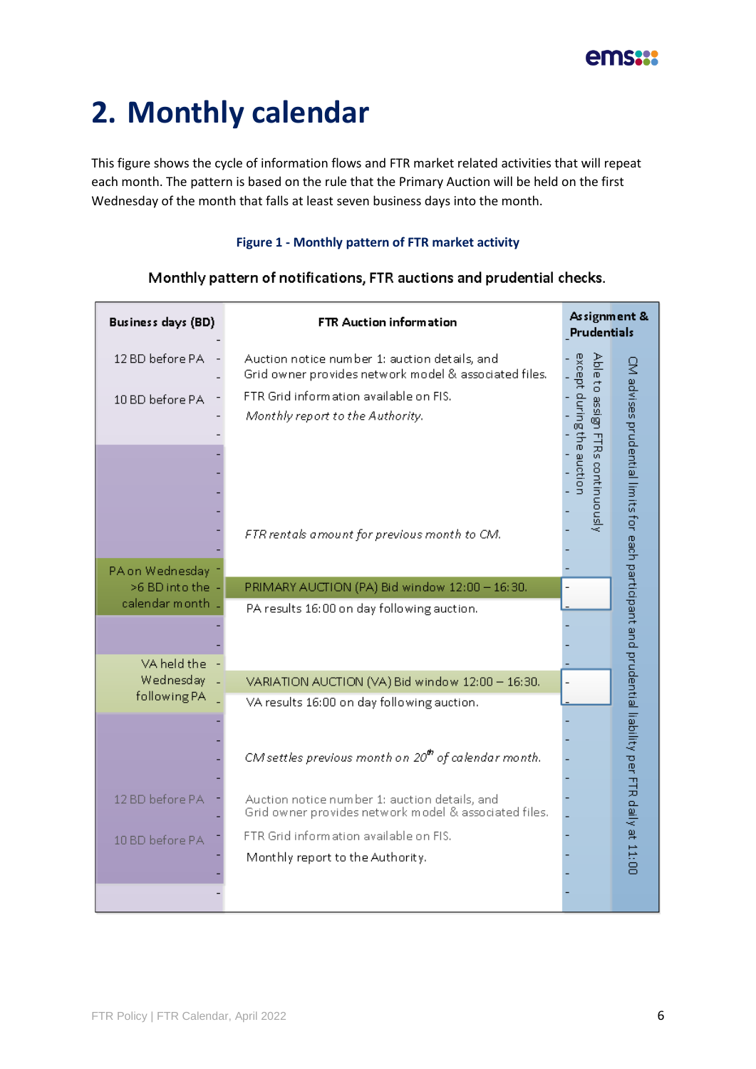# 2. Monthly calendar

This figure shows the cycle of information flows and FTR market related activities that will repeat each month. The pattern is based on the rule that the Primary Auction will be held on the first Wednesday of the month that falls at least seven business days into the month.

**Figure 1 - Monthly pattern of FTR market activity**

Monthly pattern of notifications, FTR auctions and prudential checks.

| Business days (BD) | FTR Auction information | Assignment & Prudentials |
|---|---|---|
| 12 BD before PA | Auction notice number 1: auction details, and Grid owner provides network model & associated files. | Able to assign FTRs continuously except during the auction; CM advises prudential limits for each participant and prudential liability per FTR daily at 11:00 |
| 10 BD before PA | FTR Grid information available on FIS. | |
| | *Monthly report to the Authority.* | |
| | *FTR rentals amount for previous month to CM.* | |
| PA on Wednesday >6 BD into the calendar month | PRIMARY AUCTION (PA) Bid window 12:00 – 16:30. | |
| | PA results 16:00 on day following auction. | |
| VA held the Wednesday following PA | VARIATION AUCTION (VA) Bid window 12:00 – 16:30. | |
| | VA results 16:00 on day following auction. | |
| | *CM settles previous month on 20th of calendar month.* | |
| 12 BD before PA | Auction notice number 1: auction details, and Grid owner provides network model & associated files. | |
| 10 BD before PA | FTR Grid information available on FIS. | |
| | Monthly report to the Authority. | |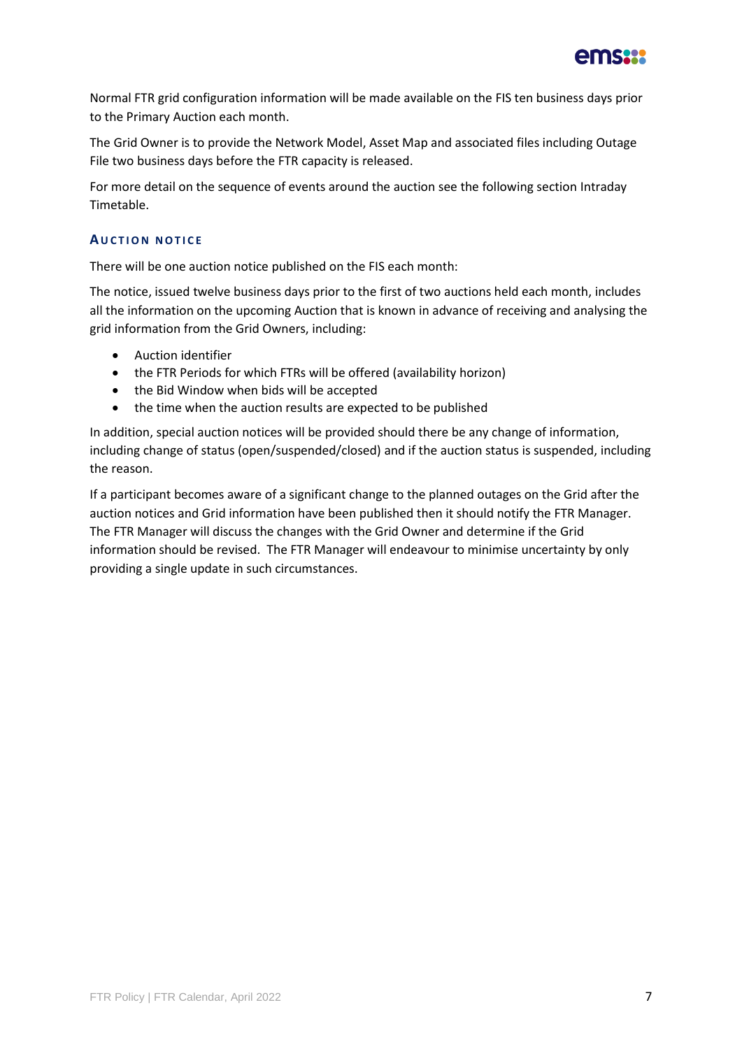Normal FTR grid configuration information will be made available on the FIS ten business days prior to the Primary Auction each month.

The Grid Owner is to provide the Network Model, Asset Map and associated files including Outage File two business days before the FTR capacity is released.

For more detail on the sequence of events around the auction see the following section Intraday Timetable.

### AUCTION NOTICE

There will be one auction notice published on the FIS each month:

The notice, issued twelve business days prior to the first of two auctions held each month, includes all the information on the upcoming Auction that is known in advance of receiving and analysing the grid information from the Grid Owners, including:

- Auction identifier
- the FTR Periods for which FTRs will be offered (availability horizon)
- the Bid Window when bids will be accepted
- the time when the auction results are expected to be published

In addition, special auction notices will be provided should there be any change of information, including change of status (open/suspended/closed) and if the auction status is suspended, including the reason.

If a participant becomes aware of a significant change to the planned outages on the Grid after the auction notices and Grid information have been published then it should notify the FTR Manager. The FTR Manager will discuss the changes with the Grid Owner and determine if the Grid information should be revised. The FTR Manager will endeavour to minimise uncertainty by only providing a single update in such circumstances.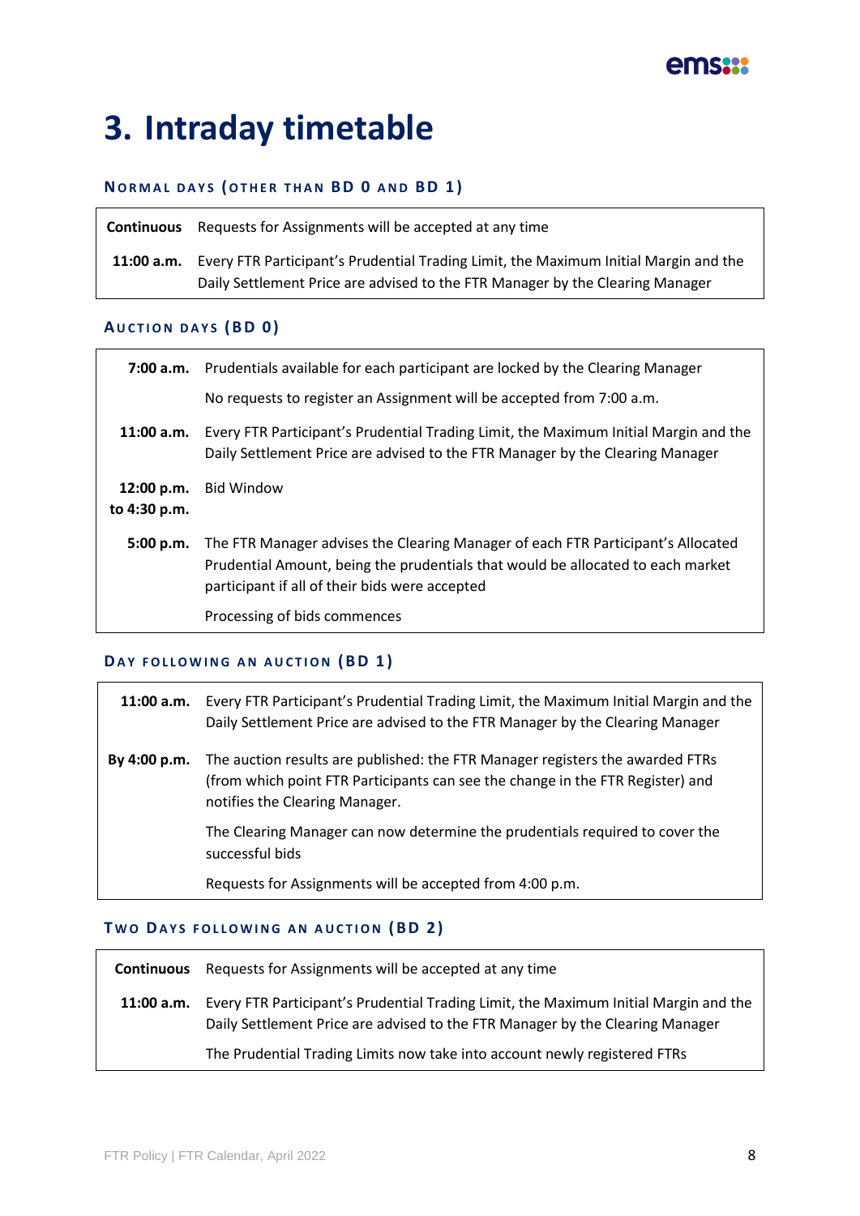# 3. Intraday timetable

### Normal days (other than BD 0 and BD 1)

| | |
|---|---|
| **Continuous** | Requests for Assignments will be accepted at any time |
| **11:00 a.m.** | Every FTR Participant's Prudential Trading Limit, the Maximum Initial Margin and the Daily Settlement Price are advised to the FTR Manager by the Clearing Manager |

### Auction days (BD 0)

| | |
|---|---|
| **7:00 a.m.** | Prudentials available for each participant are locked by the Clearing Manager |
| | No requests to register an Assignment will be accepted from 7:00 a.m. |
| **11:00 a.m.** | Every FTR Participant's Prudential Trading Limit, the Maximum Initial Margin and the Daily Settlement Price are advised to the FTR Manager by the Clearing Manager |
| **12:00 p.m. to 4:30 p.m.** | Bid Window |
| **5:00 p.m.** | The FTR Manager advises the Clearing Manager of each FTR Participant's Allocated Prudential Amount, being the prudentials that would be allocated to each market participant if all of their bids were accepted |
| | Processing of bids commences |

### Day following an auction (BD 1)

| | |
|---|---|
| **11:00 a.m.** | Every FTR Participant's Prudential Trading Limit, the Maximum Initial Margin and the Daily Settlement Price are advised to the FTR Manager by the Clearing Manager |
| **By 4:00 p.m.** | The auction results are published: the FTR Manager registers the awarded FTRs (from which point FTR Participants can see the change in the FTR Register) and notifies the Clearing Manager. |
| | The Clearing Manager can now determine the prudentials required to cover the successful bids |
| | Requests for Assignments will be accepted from 4:00 p.m. |

### Two days following an auction (BD 2)

| | |
|---|---|
| **Continuous** | Requests for Assignments will be accepted at any time |
| **11:00 a.m.** | Every FTR Participant's Prudential Trading Limit, the Maximum Initial Margin and the Daily Settlement Price are advised to the FTR Manager by the Clearing Manager |
| | The Prudential Trading Limits now take into account newly registered FTRs |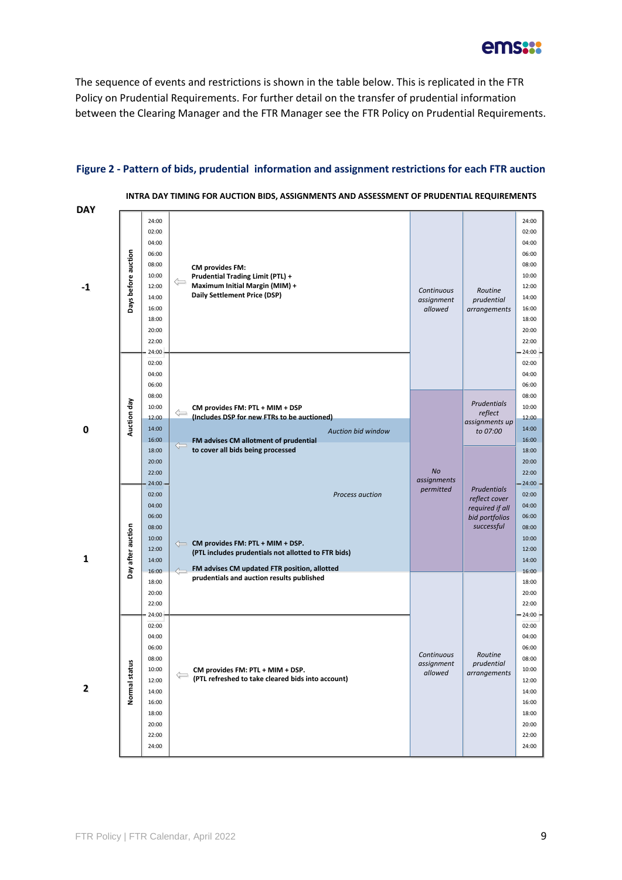The sequence of events and restrictions is shown in the table below. This is replicated in the FTR Policy on Prudential Requirements. For further detail on the transfer of prudential information between the Clearing Manager and the FTR Manager see the FTR Policy on Prudential Requirements.

### Figure 2 - Pattern of bids, prudential information and assignment restrictions for each FTR auction

**INTRA DAY TIMING FOR AUCTION BIDS, ASSIGNMENTS AND ASSESSMENT OF PRUDENTIAL REQUIREMENTS**

| DAY | Period | Time | Events | Assignments | Prudentials |
|---|---|---|---|---|---|
| -1 | Days before auction | 24:00 – 24:00 | ~12:00 **CM provides FM: Prudential Trading Limit (PTL) + Maximum Initial Margin (MIM) + Daily Settlement Price (DSP)** | *Continuous assignment allowed* (until ~07:00 on auction day) | *Routine prudential arrangements* (until ~07:00 on auction day) |
| 0 | Auction day | 24:00 – 24:00 | ~10:00 **CM provides FM: PTL + MIM + DSP (Includes DSP for new FTRs to be auctioned)**<br>~12:00 – 16:00 *Auction bid window*<br>~16:00 **FM advises CM allotment of prudential to cover all bids being processed**<br>~16:00 onwards *Process auction* | *No assignments permitted* (from ~07:00 on auction day to ~16:00 on day after auction) | ~07:00 – 16:00 *Prudentials reflect assignments up to 07:00*<br>~16:00 onwards *Prudentials reflect cover required if all bid portfolios successful* |
| 1 | Day after auction | 24:00 – 24:00 | *Process auction* (until ~16:00)<br>~10:00 **CM provides FM: PTL + MIM + DSP. (PTL includes prudentials not allotted to FTR bids)**<br>~16:00 **FM advises CM updated FTR position, allotted prudentials and auction results published** | *No assignments permitted* (until ~16:00); *Continuous assignment allowed* (from ~16:00) | *Prudentials reflect cover required if all bid portfolios successful* (until ~16:00); *Routine prudential arrangements* (from ~16:00) |
| 2 | Normal status | 24:00 – 24:00 | ~10:00 **CM provides FM: PTL + MIM + DSP. (PTL refreshed to take cleared bids into account)** | *Continuous assignment allowed* | *Routine prudential arrangements* |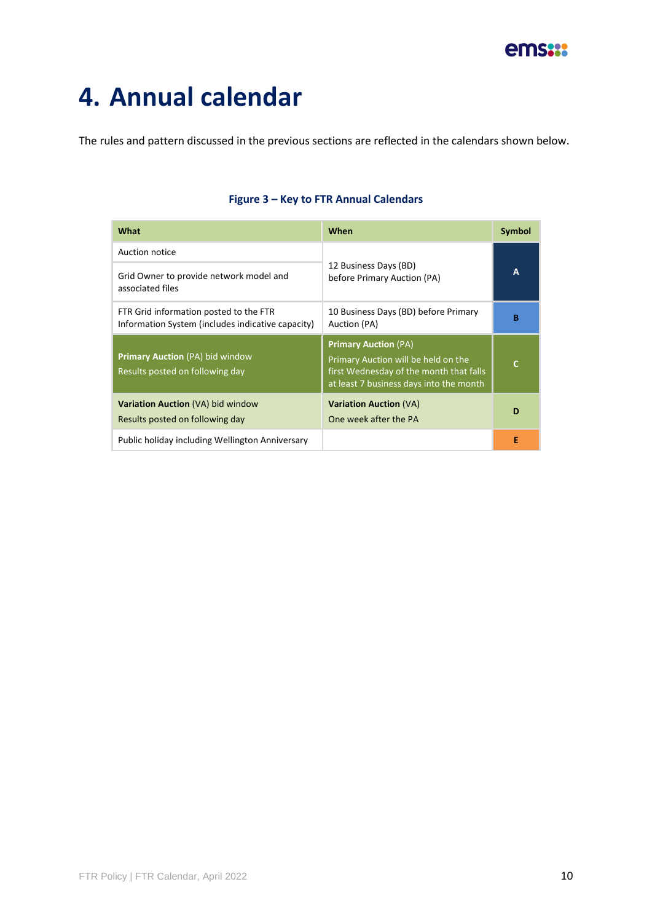# 4. Annual calendar

The rules and pattern discussed in the previous sections are reflected in the calendars shown below.

**Figure 3 – Key to FTR Annual Calendars**

| What | When | Symbol |
|---|---|---|
| Auction notice<br>Grid Owner to provide network model and associated files | 12 Business Days (BD) before Primary Auction (PA) | A |
| FTR Grid information posted to the FTR Information System (includes indicative capacity) | 10 Business Days (BD) before Primary Auction (PA) | B |
| **Primary Auction** (PA) bid window<br>Results posted on following day | **Primary Auction** (PA)<br>Primary Auction will be held on the first Wednesday of the month that falls at least 7 business days into the month | C |
| **Variation Auction** (VA) bid window<br>Results posted on following day | **Variation Auction** (VA)<br>One week after the PA | D |
| Public holiday including Wellington Anniversary | | E |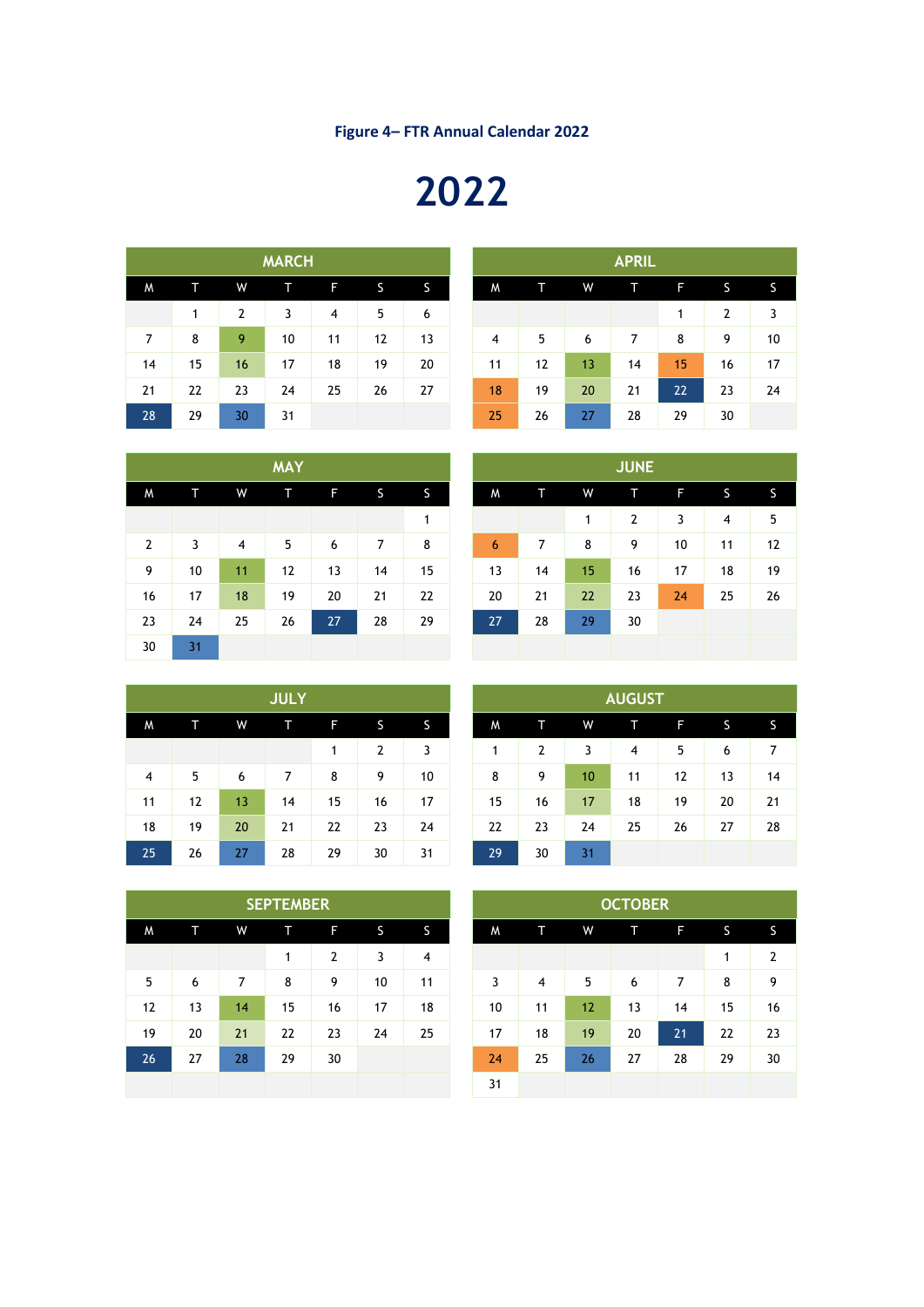**Figure 4– FTR Annual Calendar 2022**

# 2022

**MARCH**

| M | T | W | T | F | S | S |
|---|---|---|---|---|---|---|
| | 1 | 2 | 3 | 4 | 5 | 6 |
| 7 | 8 | 9 | 10 | 11 | 12 | 13 |
| 14 | 15 | 16 | 17 | 18 | 19 | 20 |
| 21 | 22 | 23 | 24 | 25 | 26 | 27 |
| 28 | 29 | 30 | 31 | | | |

**APRIL**

| M | T | W | T | F | S | S |
|---|---|---|---|---|---|---|
| | | | | 1 | 2 | 3 |
| 4 | 5 | 6 | 7 | 8 | 9 | 10 |
| 11 | 12 | 13 | 14 | 15 | 16 | 17 |
| 18 | 19 | 20 | 21 | 22 | 23 | 24 |
| 25 | 26 | 27 | 28 | 29 | 30 | |

**MAY**

| M | T | W | T | F | S | S |
|---|---|---|---|---|---|---|
| | | | | | | 1 |
| 2 | 3 | 4 | 5 | 6 | 7 | 8 |
| 9 | 10 | 11 | 12 | 13 | 14 | 15 |
| 16 | 17 | 18 | 19 | 20 | 21 | 22 |
| 23 | 24 | 25 | 26 | 27 | 28 | 29 |
| 30 | 31 | | | | | |

**JUNE**

| M | T | W | T | F | S | S |
|---|---|---|---|---|---|---|
| | | 1 | 2 | 3 | 4 | 5 |
| 6 | 7 | 8 | 9 | 10 | 11 | 12 |
| 13 | 14 | 15 | 16 | 17 | 18 | 19 |
| 20 | 21 | 22 | 23 | 24 | 25 | 26 |
| 27 | 28 | 29 | 30 | | | |

**JULY**

| M | T | W | T | F | S | S |
|---|---|---|---|---|---|---|
| | | | | 1 | 2 | 3 |
| 4 | 5 | 6 | 7 | 8 | 9 | 10 |
| 11 | 12 | 13 | 14 | 15 | 16 | 17 |
| 18 | 19 | 20 | 21 | 22 | 23 | 24 |
| 25 | 26 | 27 | 28 | 29 | 30 | 31 |

**AUGUST**

| M | T | W | T | F | S | S |
|---|---|---|---|---|---|---|
| 1 | 2 | 3 | 4 | 5 | 6 | 7 |
| 8 | 9 | 10 | 11 | 12 | 13 | 14 |
| 15 | 16 | 17 | 18 | 19 | 20 | 21 |
| 22 | 23 | 24 | 25 | 26 | 27 | 28 |
| 29 | 30 | 31 | | | | |

**SEPTEMBER**

| M | T | W | T | F | S | S |
|---|---|---|---|---|---|---|
| | | | 1 | 2 | 3 | 4 |
| 5 | 6 | 7 | 8 | 9 | 10 | 11 |
| 12 | 13 | 14 | 15 | 16 | 17 | 18 |
| 19 | 20 | 21 | 22 | 23 | 24 | 25 |
| 26 | 27 | 28 | 29 | 30 | | |

**OCTOBER**

| M | T | W | T | F | S | S |
|---|---|---|---|---|---|---|
| | | | | | 1 | 2 |
| 3 | 4 | 5 | 6 | 7 | 8 | 9 |
| 10 | 11 | 12 | 13 | 14 | 15 | 16 |
| 17 | 18 | 19 | 20 | 21 | 22 | 23 |
| 24 | 25 | 26 | 27 | 28 | 29 | 30 |
| 31 | | | | | | |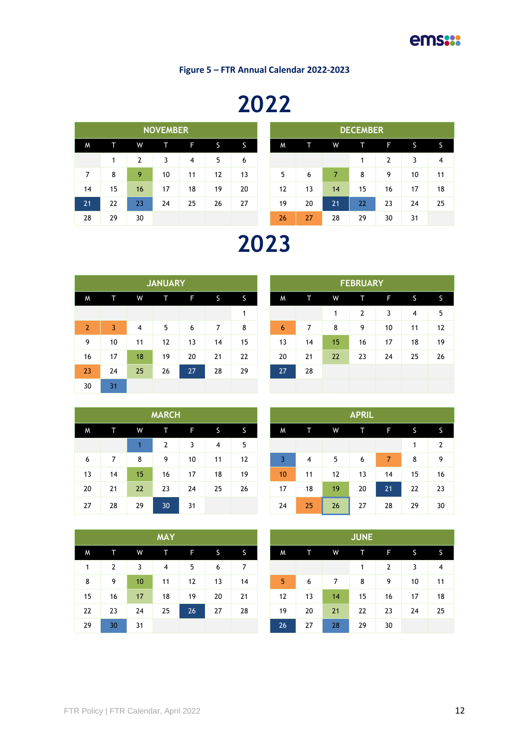**Figure 5 – FTR Annual Calendar 2022-2023**

# 2022

**NOVEMBER**

| M | T | W | T | F | S | S |
|---|---|---|---|---|---|---|
| | 1 | 2 | 3 | 4 | 5 | 6 |
| 7 | 8 | 9 | 10 | 11 | 12 | 13 |
| 14 | 15 | 16 | 17 | 18 | 19 | 20 |
| 21 | 22 | 23 | 24 | 25 | 26 | 27 |
| 28 | 29 | 30 | | | | |

**DECEMBER**

| M | T | W | T | F | S | S |
|---|---|---|---|---|---|---|
| | | | 1 | 2 | 3 | 4 |
| 5 | 6 | 7 | 8 | 9 | 10 | 11 |
| 12 | 13 | 14 | 15 | 16 | 17 | 18 |
| 19 | 20 | 21 | 22 | 23 | 24 | 25 |
| 26 | 27 | 28 | 29 | 30 | 31 | |

# 2023

**JANUARY**

| M | T | W | T | F | S | S |
|---|---|---|---|---|---|---|
| | | | | | | 1 |
| 2 | 3 | 4 | 5 | 6 | 7 | 8 |
| 9 | 10 | 11 | 12 | 13 | 14 | 15 |
| 16 | 17 | 18 | 19 | 20 | 21 | 22 |
| 23 | 24 | 25 | 26 | 27 | 28 | 29 |
| 30 | 31 | | | | | |

**FEBRUARY**

| M | T | W | T | F | S | S |
|---|---|---|---|---|---|---|
| | | 1 | 2 | 3 | 4 | 5 |
| 6 | 7 | 8 | 9 | 10 | 11 | 12 |
| 13 | 14 | 15 | 16 | 17 | 18 | 19 |
| 20 | 21 | 22 | 23 | 24 | 25 | 26 |
| 27 | 28 | | | | | |

**MARCH**

| M | T | W | T | F | S | S |
|---|---|---|---|---|---|---|
| | | 1 | 2 | 3 | 4 | 5 |
| 6 | 7 | 8 | 9 | 10 | 11 | 12 |
| 13 | 14 | 15 | 16 | 17 | 18 | 19 |
| 20 | 21 | 22 | 23 | 24 | 25 | 26 |
| 27 | 28 | 29 | 30 | 31 | | |

**APRIL**

| M | T | W | T | F | S | S |
|---|---|---|---|---|---|---|
| | | | | | 1 | 2 |
| 3 | 4 | 5 | 6 | 7 | 8 | 9 |
| 10 | 11 | 12 | 13 | 14 | 15 | 16 |
| 17 | 18 | 19 | 20 | 21 | 22 | 23 |
| 24 | 25 | 26 | 27 | 28 | 29 | 30 |

**MAY**

| M | T | W | T | F | S | S |
|---|---|---|---|---|---|---|
| 1 | 2 | 3 | 4 | 5 | 6 | 7 |
| 8 | 9 | 10 | 11 | 12 | 13 | 14 |
| 15 | 16 | 17 | 18 | 19 | 20 | 21 |
| 22 | 23 | 24 | 25 | 26 | 27 | 28 |
| 29 | 30 | 31 | | | | |

**JUNE**

| M | T | W | T | F | S | S |
|---|---|---|---|---|---|---|
| | | | 1 | 2 | 3 | 4 |
| 5 | 6 | 7 | 8 | 9 | 10 | 11 |
| 12 | 13 | 14 | 15 | 16 | 17 | 18 |
| 19 | 20 | 21 | 22 | 23 | 24 | 25 |
| 26 | 27 | 28 | 29 | 30 | | |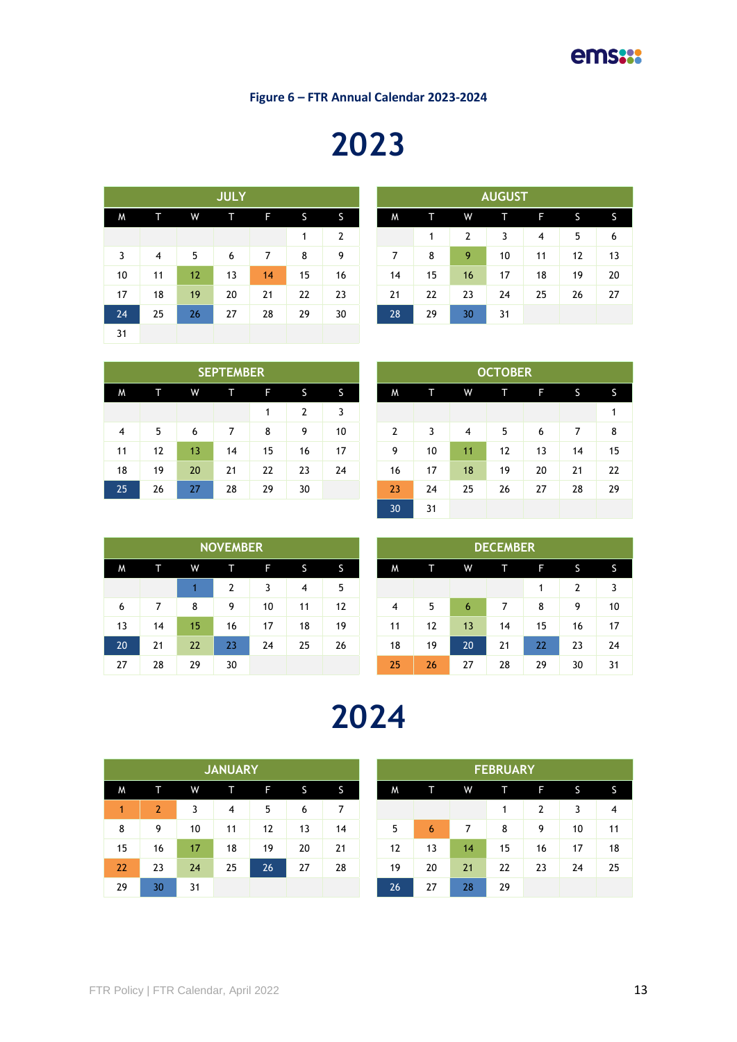**Figure 6 – FTR Annual Calendar 2023-2024**

# 2023

**JULY**

| M | T | W | T | F | S | S |
|---|---|---|---|---|---|---|
| | | | | | 1 | 2 |
| 3 | 4 | 5 | 6 | 7 | 8 | 9 |
| 10 | 11 | 12 | 13 | 14 | 15 | 16 |
| 17 | 18 | 19 | 20 | 21 | 22 | 23 |
| 24 | 25 | 26 | 27 | 28 | 29 | 30 |
| 31 | | | | | | |

**AUGUST**

| M | T | W | T | F | S | S |
|---|---|---|---|---|---|---|
| | 1 | 2 | 3 | 4 | 5 | 6 |
| 7 | 8 | 9 | 10 | 11 | 12 | 13 |
| 14 | 15 | 16 | 17 | 18 | 19 | 20 |
| 21 | 22 | 23 | 24 | 25 | 26 | 27 |
| 28 | 29 | 30 | 31 | | | |

**SEPTEMBER**

| M | T | W | T | F | S | S |
|---|---|---|---|---|---|---|
| | | | | 1 | 2 | 3 |
| 4 | 5 | 6 | 7 | 8 | 9 | 10 |
| 11 | 12 | 13 | 14 | 15 | 16 | 17 |
| 18 | 19 | 20 | 21 | 22 | 23 | 24 |
| 25 | 26 | 27 | 28 | 29 | 30 | |

**OCTOBER**

| M | T | W | T | F | S | S |
|---|---|---|---|---|---|---|
| | | | | | | 1 |
| 2 | 3 | 4 | 5 | 6 | 7 | 8 |
| 9 | 10 | 11 | 12 | 13 | 14 | 15 |
| 16 | 17 | 18 | 19 | 20 | 21 | 22 |
| 23 | 24 | 25 | 26 | 27 | 28 | 29 |
| 30 | 31 | | | | | |

**NOVEMBER**

| M | T | W | T | F | S | S |
|---|---|---|---|---|---|---|
| | | 1 | 2 | 3 | 4 | 5 |
| 6 | 7 | 8 | 9 | 10 | 11 | 12 |
| 13 | 14 | 15 | 16 | 17 | 18 | 19 |
| 20 | 21 | 22 | 23 | 24 | 25 | 26 |
| 27 | 28 | 29 | 30 | | | |

**DECEMBER**

| M | T | W | T | F | S | S |
|---|---|---|---|---|---|---|
| | | | | 1 | 2 | 3 |
| 4 | 5 | 6 | 7 | 8 | 9 | 10 |
| 11 | 12 | 13 | 14 | 15 | 16 | 17 |
| 18 | 19 | 20 | 21 | 22 | 23 | 24 |
| 25 | 26 | 27 | 28 | 29 | 30 | 31 |

# 2024

**JANUARY**

| M | T | W | T | F | S | S |
|---|---|---|---|---|---|---|
| 1 | 2 | 3 | 4 | 5 | 6 | 7 |
| 8 | 9 | 10 | 11 | 12 | 13 | 14 |
| 15 | 16 | 17 | 18 | 19 | 20 | 21 |
| 22 | 23 | 24 | 25 | 26 | 27 | 28 |
| 29 | 30 | 31 | | | | |

**FEBRUARY**

| M | T | W | T | F | S | S |
|---|---|---|---|---|---|---|
| | | | 1 | 2 | 3 | 4 |
| 5 | 6 | 7 | 8 | 9 | 10 | 11 |
| 12 | 13 | 14 | 15 | 16 | 17 | 18 |
| 19 | 20 | 21 | 22 | 23 | 24 | 25 |
| 26 | 27 | 28 | 29 | | | |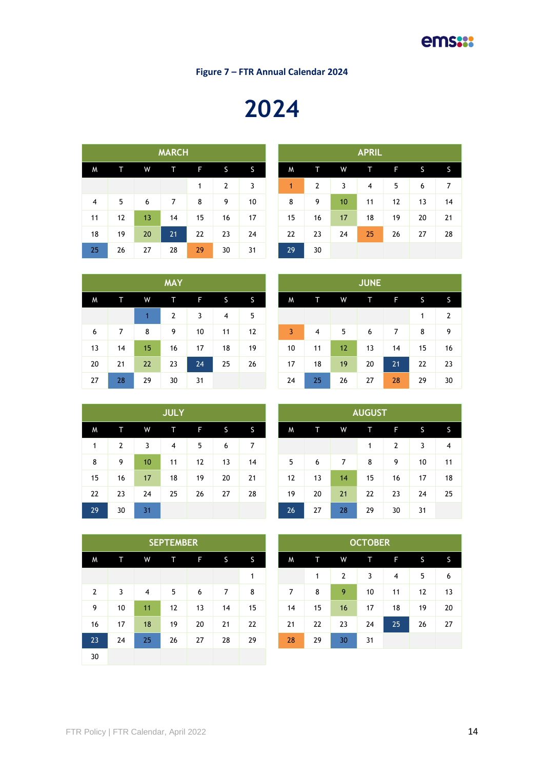**Figure 7 – FTR Annual Calendar 2024**

# 2024

| MARCH | | | | | | |
|---|---|---|---|---|---|---|
| M | T | W | T | F | S | S |
| | | | | 1 | 2 | 3 |
| 4 | 5 | 6 | 7 | 8 | 9 | 10 |
| 11 | 12 | 13 | 14 | 15 | 16 | 17 |
| 18 | 19 | 20 | 21 | 22 | 23 | 24 |
| 25 | 26 | 27 | 28 | 29 | 30 | 31 |

| APRIL | | | | | | |
|---|---|---|---|---|---|---|
| M | T | W | T | F | S | S |
| 1 | 2 | 3 | 4 | 5 | 6 | 7 |
| 8 | 9 | 10 | 11 | 12 | 13 | 14 |
| 15 | 16 | 17 | 18 | 19 | 20 | 21 |
| 22 | 23 | 24 | 25 | 26 | 27 | 28 |
| 29 | 30 | | | | | |

| MAY | | | | | | |
|---|---|---|---|---|---|---|
| M | T | W | T | F | S | S |
| | | 1 | 2 | 3 | 4 | 5 |
| 6 | 7 | 8 | 9 | 10 | 11 | 12 |
| 13 | 14 | 15 | 16 | 17 | 18 | 19 |
| 20 | 21 | 22 | 23 | 24 | 25 | 26 |
| 27 | 28 | 29 | 30 | 31 | | |

| JUNE | | | | | | |
|---|---|---|---|---|---|---|
| M | T | W | T | F | S | S |
| | | | | | 1 | 2 |
| 3 | 4 | 5 | 6 | 7 | 8 | 9 |
| 10 | 11 | 12 | 13 | 14 | 15 | 16 |
| 17 | 18 | 19 | 20 | 21 | 22 | 23 |
| 24 | 25 | 26 | 27 | 28 | 29 | 30 |

| JULY | | | | | | |
|---|---|---|---|---|---|---|
| M | T | W | T | F | S | S |
| 1 | 2 | 3 | 4 | 5 | 6 | 7 |
| 8 | 9 | 10 | 11 | 12 | 13 | 14 |
| 15 | 16 | 17 | 18 | 19 | 20 | 21 |
| 22 | 23 | 24 | 25 | 26 | 27 | 28 |
| 29 | 30 | 31 | | | | |

| AUGUST | | | | | | |
|---|---|---|---|---|---|---|
| M | T | W | T | F | S | S |
| | | | 1 | 2 | 3 | 4 |
| 5 | 6 | 7 | 8 | 9 | 10 | 11 |
| 12 | 13 | 14 | 15 | 16 | 17 | 18 |
| 19 | 20 | 21 | 22 | 23 | 24 | 25 |
| 26 | 27 | 28 | 29 | 30 | 31 | |

| SEPTEMBER | | | | | | |
|---|---|---|---|---|---|---|
| M | T | W | T | F | S | S |
| | | | | | | 1 |
| 2 | 3 | 4 | 5 | 6 | 7 | 8 |
| 9 | 10 | 11 | 12 | 13 | 14 | 15 |
| 16 | 17 | 18 | 19 | 20 | 21 | 22 |
| 23 | 24 | 25 | 26 | 27 | 28 | 29 |
| 30 | | | | | | |

| OCTOBER | | | | | | |
|---|---|---|---|---|---|---|
| M | T | W | T | F | S | S |
| | 1 | 2 | 3 | 4 | 5 | 6 |
| 7 | 8 | 9 | 10 | 11 | 12 | 13 |
| 14 | 15 | 16 | 17 | 18 | 19 | 20 |
| 21 | 22 | 23 | 24 | 25 | 26 | 27 |
| 28 | 29 | 30 | 31 | | | |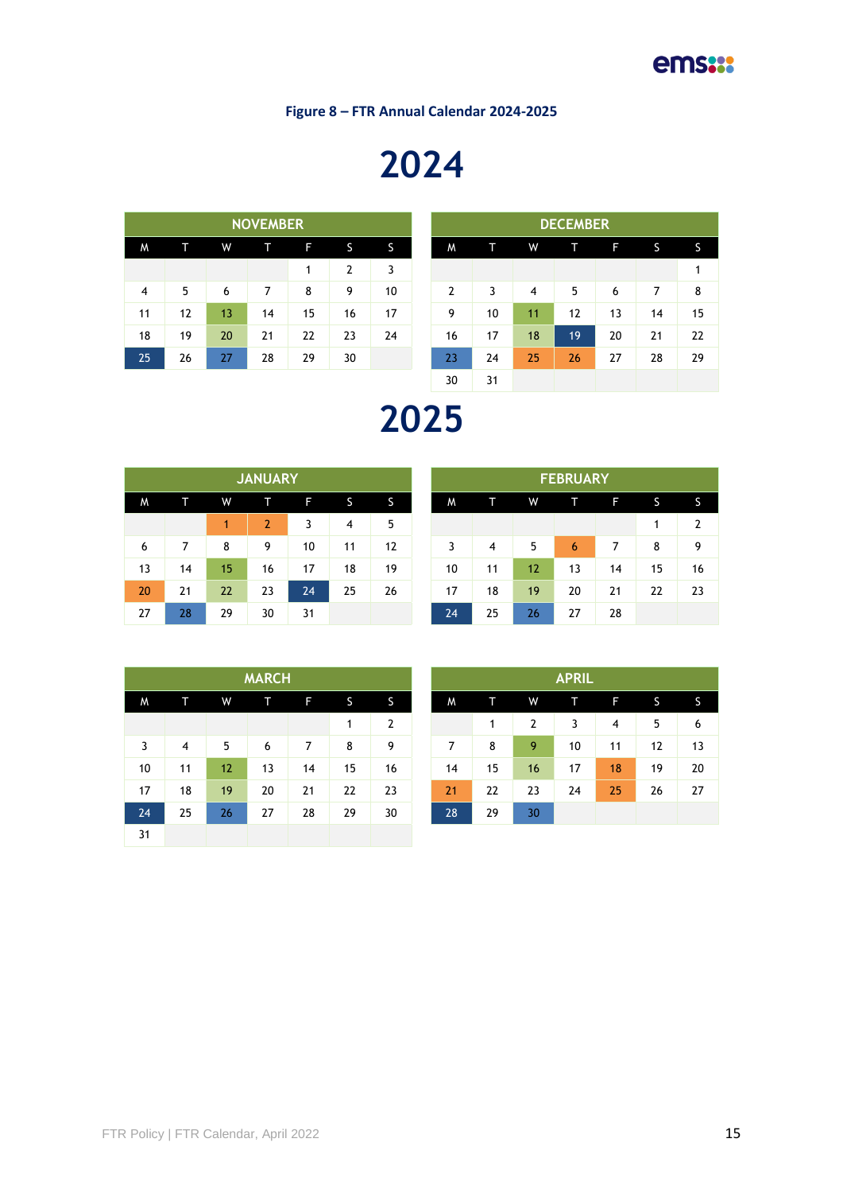**Figure 8 – FTR Annual Calendar 2024-2025**

# 2024

| NOVEMBER | | | | | | |
|---|---|---|---|---|---|---|
| M | T | W | T | F | S | S |
| | | | | 1 | 2 | 3 |
| 4 | 5 | 6 | 7 | 8 | 9 | 10 |
| 11 | 12 | 13 | 14 | 15 | 16 | 17 |
| 18 | 19 | 20 | 21 | 22 | 23 | 24 |
| 25 | 26 | 27 | 28 | 29 | 30 | |

| DECEMBER | | | | | | |
|---|---|---|---|---|---|---|
| M | T | W | T | F | S | S |
| | | | | | | 1 |
| 2 | 3 | 4 | 5 | 6 | 7 | 8 |
| 9 | 10 | 11 | 12 | 13 | 14 | 15 |
| 16 | 17 | 18 | 19 | 20 | 21 | 22 |
| 23 | 24 | 25 | 26 | 27 | 28 | 29 |
| 30 | 31 | | | | | |

# 2025

| JANUARY | | | | | | |
|---|---|---|---|---|---|---|
| M | T | W | T | F | S | S |
| | | 1 | 2 | 3 | 4 | 5 |
| 6 | 7 | 8 | 9 | 10 | 11 | 12 |
| 13 | 14 | 15 | 16 | 17 | 18 | 19 |
| 20 | 21 | 22 | 23 | 24 | 25 | 26 |
| 27 | 28 | 29 | 30 | 31 | | |

| FEBRUARY | | | | | | |
|---|---|---|---|---|---|---|
| M | T | W | T | F | S | S |
| | | | | | 1 | 2 |
| 3 | 4 | 5 | 6 | 7 | 8 | 9 |
| 10 | 11 | 12 | 13 | 14 | 15 | 16 |
| 17 | 18 | 19 | 20 | 21 | 22 | 23 |
| 24 | 25 | 26 | 27 | 28 | | |

| MARCH | | | | | | |
|---|---|---|---|---|---|---|
| M | T | W | T | F | S | S |
| | | | | | 1 | 2 |
| 3 | 4 | 5 | 6 | 7 | 8 | 9 |
| 10 | 11 | 12 | 13 | 14 | 15 | 16 |
| 17 | 18 | 19 | 20 | 21 | 22 | 23 |
| 24 | 25 | 26 | 27 | 28 | 29 | 30 |
| 31 | | | | | | |

| APRIL | | | | | | |
|---|---|---|---|---|---|---|
| M | T | W | T | F | S | S |
| | 1 | 2 | 3 | 4 | 5 | 6 |
| 7 | 8 | 9 | 10 | 11 | 12 | 13 |
| 14 | 15 | 16 | 17 | 18 | 19 | 20 |
| 21 | 22 | 23 | 24 | 25 | 26 | 27 |
| 28 | 29 | 30 | | | | |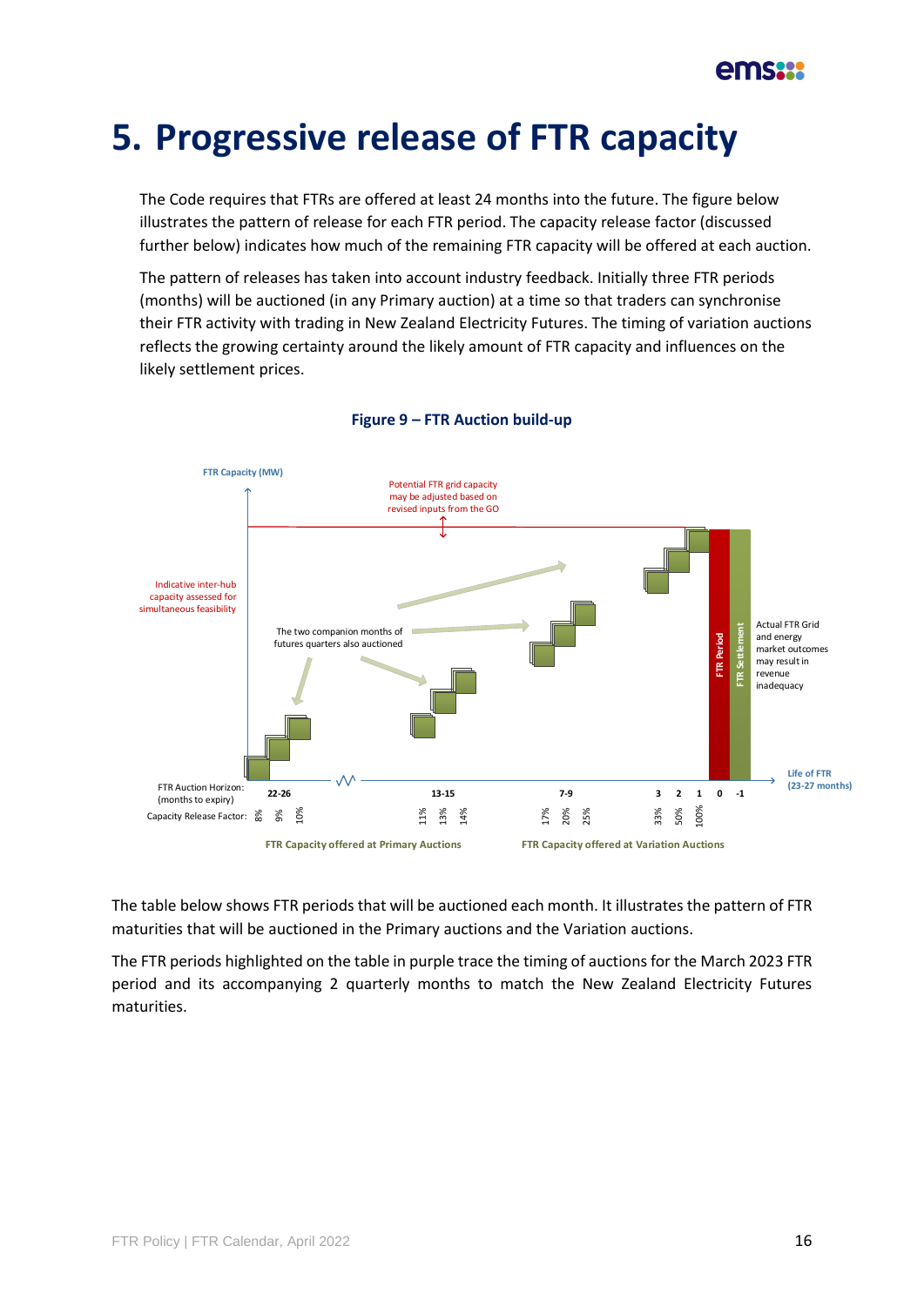# 5. Progressive release of FTR capacity

The Code requires that FTRs are offered at least 24 months into the future. The figure below illustrates the pattern of release for each FTR period. The capacity release factor (discussed further below) indicates how much of the remaining FTR capacity will be offered at each auction.

The pattern of releases has taken into account industry feedback. Initially three FTR periods (months) will be auctioned (in any Primary auction) at a time so that traders can synchronise their FTR activity with trading in New Zealand Electricity Futures. The timing of variation auctions reflects the growing certainty around the likely amount of FTR capacity and influences on the likely settlement prices.

**Figure 9 – FTR Auction build-up**

FTR Capacity (MW)

Potential FTR grid capacity may be adjusted based on revised inputs from the GO

Indicative inter-hub capacity assessed for simultaneous feasibility

The two companion months of futures quarters also auctioned

FTR Period

FTR Settlement

Actual FTR Grid and energy market outcomes may result in revenue inadequacy

Life of FTR (23-27 months)

| FTR Auction Horizon: (months to expiry) | 22-26 | | | 13-15 | | | 7-9 | | | 3 | 2 | 1 | 0 | -1 |
|---|---|---|---|---|---|---|---|---|---|---|---|---|---|---|
| Capacity Release Factor: | 8% | 9% | 10% | 11% | 13% | 14% | 17% | 20% | 25% | 33% | 50% | 100% | | |

FTR Capacity offered at Primary Auctions

FTR Capacity offered at Variation Auctions

The table below shows FTR periods that will be auctioned each month. It illustrates the pattern of FTR maturities that will be auctioned in the Primary auctions and the Variation auctions.

The FTR periods highlighted on the table in purple trace the timing of auctions for the March 2023 FTR period and its accompanying 2 quarterly months to match the New Zealand Electricity Futures maturities.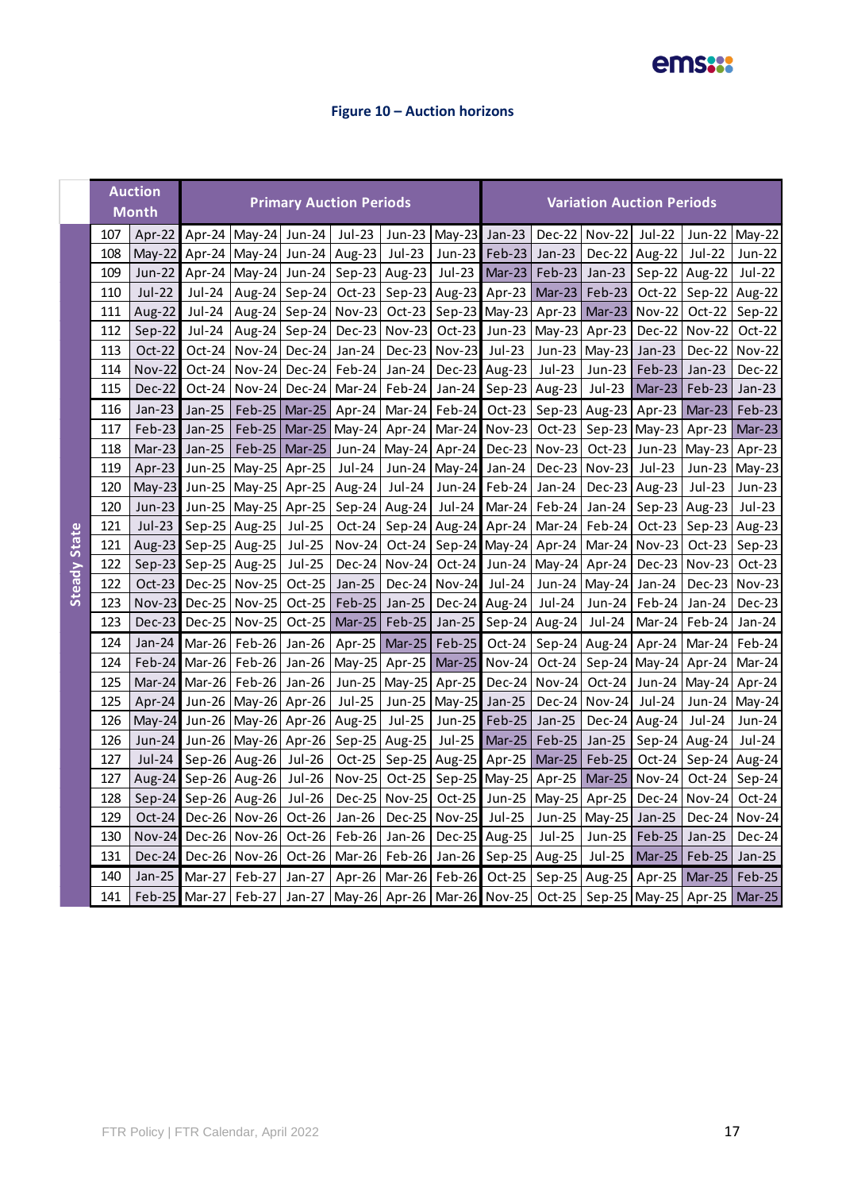**Figure 10 – Auction horizons**

| | | Auction Month | Primary Auction Periods | | | | | | Variation Auction Periods | | | | | |
|---|---|---|---|---|---|---|---|---|---|---|---|---|---|---|
| Steady State | 107 | Apr-22 | Apr-24 | May-24 | Jun-24 | Jul-23 | Jun-23 | May-23 | Jan-23 | Dec-22 | Nov-22 | Jul-22 | Jun-22 | May-22 |
| | 108 | May-22 | Apr-24 | May-24 | Jun-24 | Aug-23 | Jul-23 | Jun-23 | Feb-23 | Jan-23 | Dec-22 | Aug-22 | Jul-22 | Jun-22 |
| | 109 | Jun-22 | Apr-24 | May-24 | Jun-24 | Sep-23 | Aug-23 | Jul-23 | Mar-23 | Feb-23 | Jan-23 | Sep-22 | Aug-22 | Jul-22 |
| | 110 | Jul-22 | Jul-24 | Aug-24 | Sep-24 | Oct-23 | Sep-23 | Aug-23 | Apr-23 | Mar-23 | Feb-23 | Oct-22 | Sep-22 | Aug-22 |
| | 111 | Aug-22 | Jul-24 | Aug-24 | Sep-24 | Nov-23 | Oct-23 | Sep-23 | May-23 | Apr-23 | Mar-23 | Nov-22 | Oct-22 | Sep-22 |
| | 112 | Sep-22 | Jul-24 | Aug-24 | Sep-24 | Dec-23 | Nov-23 | Oct-23 | Jun-23 | May-23 | Apr-23 | Dec-22 | Nov-22 | Oct-22 |
| | 113 | Oct-22 | Oct-24 | Nov-24 | Dec-24 | Jan-24 | Dec-23 | Nov-23 | Jul-23 | Jun-23 | May-23 | Jan-23 | Dec-22 | Nov-22 |
| | 114 | Nov-22 | Oct-24 | Nov-24 | Dec-24 | Feb-24 | Jan-24 | Dec-23 | Aug-23 | Jul-23 | Jun-23 | Feb-23 | Jan-23 | Dec-22 |
| | 115 | Dec-22 | Oct-24 | Nov-24 | Dec-24 | Mar-24 | Feb-24 | Jan-24 | Sep-23 | Aug-23 | Jul-23 | Mar-23 | Feb-23 | Jan-23 |
| | 116 | Jan-23 | Jan-25 | Feb-25 | Mar-25 | Apr-24 | Mar-24 | Feb-24 | Oct-23 | Sep-23 | Aug-23 | Apr-23 | Mar-23 | Feb-23 |
| | 117 | Feb-23 | Jan-25 | Feb-25 | Mar-25 | May-24 | Apr-24 | Mar-24 | Nov-23 | Oct-23 | Sep-23 | May-23 | Apr-23 | Mar-23 |
| | 118 | Mar-23 | Jan-25 | Feb-25 | Mar-25 | Jun-24 | May-24 | Apr-24 | Dec-23 | Nov-23 | Oct-23 | Jun-23 | May-23 | Apr-23 |
| | 119 | Apr-23 | Jun-25 | May-25 | Apr-25 | Jul-24 | Jun-24 | May-24 | Jan-24 | Dec-23 | Nov-23 | Jul-23 | Jun-23 | May-23 |
| | 120 | May-23 | Jun-25 | May-25 | Apr-25 | Aug-24 | Jul-24 | Jun-24 | Feb-24 | Jan-24 | Dec-23 | Aug-23 | Jul-23 | Jun-23 |
| | 120 | Jun-23 | Jun-25 | May-25 | Apr-25 | Sep-24 | Aug-24 | Jul-24 | Mar-24 | Feb-24 | Jan-24 | Sep-23 | Aug-23 | Jul-23 |
| | 121 | Jul-23 | Sep-25 | Aug-25 | Jul-25 | Oct-24 | Sep-24 | Aug-24 | Apr-24 | Mar-24 | Feb-24 | Oct-23 | Sep-23 | Aug-23 |
| | 121 | Aug-23 | Sep-25 | Aug-25 | Jul-25 | Nov-24 | Oct-24 | Sep-24 | May-24 | Apr-24 | Mar-24 | Nov-23 | Oct-23 | Sep-23 |
| | 122 | Sep-23 | Sep-25 | Aug-25 | Jul-25 | Dec-24 | Nov-24 | Oct-24 | Jun-24 | May-24 | Apr-24 | Dec-23 | Nov-23 | Oct-23 |
| | 122 | Oct-23 | Dec-25 | Nov-25 | Oct-25 | Jan-25 | Dec-24 | Nov-24 | Jul-24 | Jun-24 | May-24 | Jan-24 | Dec-23 | Nov-23 |
| | 123 | Nov-23 | Dec-25 | Nov-25 | Oct-25 | Feb-25 | Jan-25 | Dec-24 | Aug-24 | Jul-24 | Jun-24 | Feb-24 | Jan-24 | Dec-23 |
| | 123 | Dec-23 | Dec-25 | Nov-25 | Oct-25 | Mar-25 | Feb-25 | Jan-25 | Sep-24 | Aug-24 | Jul-24 | Mar-24 | Feb-24 | Jan-24 |
| | 124 | Jan-24 | Mar-26 | Feb-26 | Jan-26 | Apr-25 | Mar-25 | Feb-25 | Oct-24 | Sep-24 | Aug-24 | Apr-24 | Mar-24 | Feb-24 |
| | 124 | Feb-24 | Mar-26 | Feb-26 | Jan-26 | May-25 | Apr-25 | Mar-25 | Nov-24 | Oct-24 | Sep-24 | May-24 | Apr-24 | Mar-24 |
| | 125 | Mar-24 | Mar-26 | Feb-26 | Jan-26 | Jun-25 | May-25 | Apr-25 | Dec-24 | Nov-24 | Oct-24 | Jun-24 | May-24 | Apr-24 |
| | 125 | Apr-24 | Jun-26 | May-26 | Apr-26 | Jul-25 | Jun-25 | May-25 | Jan-25 | Dec-24 | Nov-24 | Jul-24 | Jun-24 | May-24 |
| | 126 | May-24 | Jun-26 | May-26 | Apr-26 | Aug-25 | Jul-25 | Jun-25 | Feb-25 | Jan-25 | Dec-24 | Aug-24 | Jul-24 | Jun-24 |
| | 126 | Jun-24 | Jun-26 | May-26 | Apr-26 | Sep-25 | Aug-25 | Jul-25 | Mar-25 | Feb-25 | Jan-25 | Sep-24 | Aug-24 | Jul-24 |
| | 127 | Jul-24 | Sep-26 | Aug-26 | Jul-26 | Oct-25 | Sep-25 | Aug-25 | Apr-25 | Mar-25 | Feb-25 | Oct-24 | Sep-24 | Aug-24 |
| | 127 | Aug-24 | Sep-26 | Aug-26 | Jul-26 | Nov-25 | Oct-25 | Sep-25 | May-25 | Apr-25 | Mar-25 | Nov-24 | Oct-24 | Sep-24 |
| | 128 | Sep-24 | Sep-26 | Aug-26 | Jul-26 | Dec-25 | Nov-25 | Oct-25 | Jun-25 | May-25 | Apr-25 | Dec-24 | Nov-24 | Oct-24 |
| | 129 | Oct-24 | Dec-26 | Nov-26 | Oct-26 | Jan-26 | Dec-25 | Nov-25 | Jul-25 | Jun-25 | May-25 | Jan-25 | Dec-24 | Nov-24 |
| | 130 | Nov-24 | Dec-26 | Nov-26 | Oct-26 | Feb-26 | Jan-26 | Dec-25 | Aug-25 | Jul-25 | Jun-25 | Feb-25 | Jan-25 | Dec-24 |
| | 131 | Dec-24 | Dec-26 | Nov-26 | Oct-26 | Mar-26 | Feb-26 | Jan-26 | Sep-25 | Aug-25 | Jul-25 | Mar-25 | Feb-25 | Jan-25 |
| | 140 | Jan-25 | Mar-27 | Feb-27 | Jan-27 | Apr-26 | Mar-26 | Feb-26 | Oct-25 | Sep-25 | Aug-25 | Apr-25 | Mar-25 | Feb-25 |
| | 141 | Feb-25 | Mar-27 | Feb-27 | Jan-27 | May-26 | Apr-26 | Mar-26 | Nov-25 | Oct-25 | Sep-25 | May-25 | Apr-25 | Mar-25 |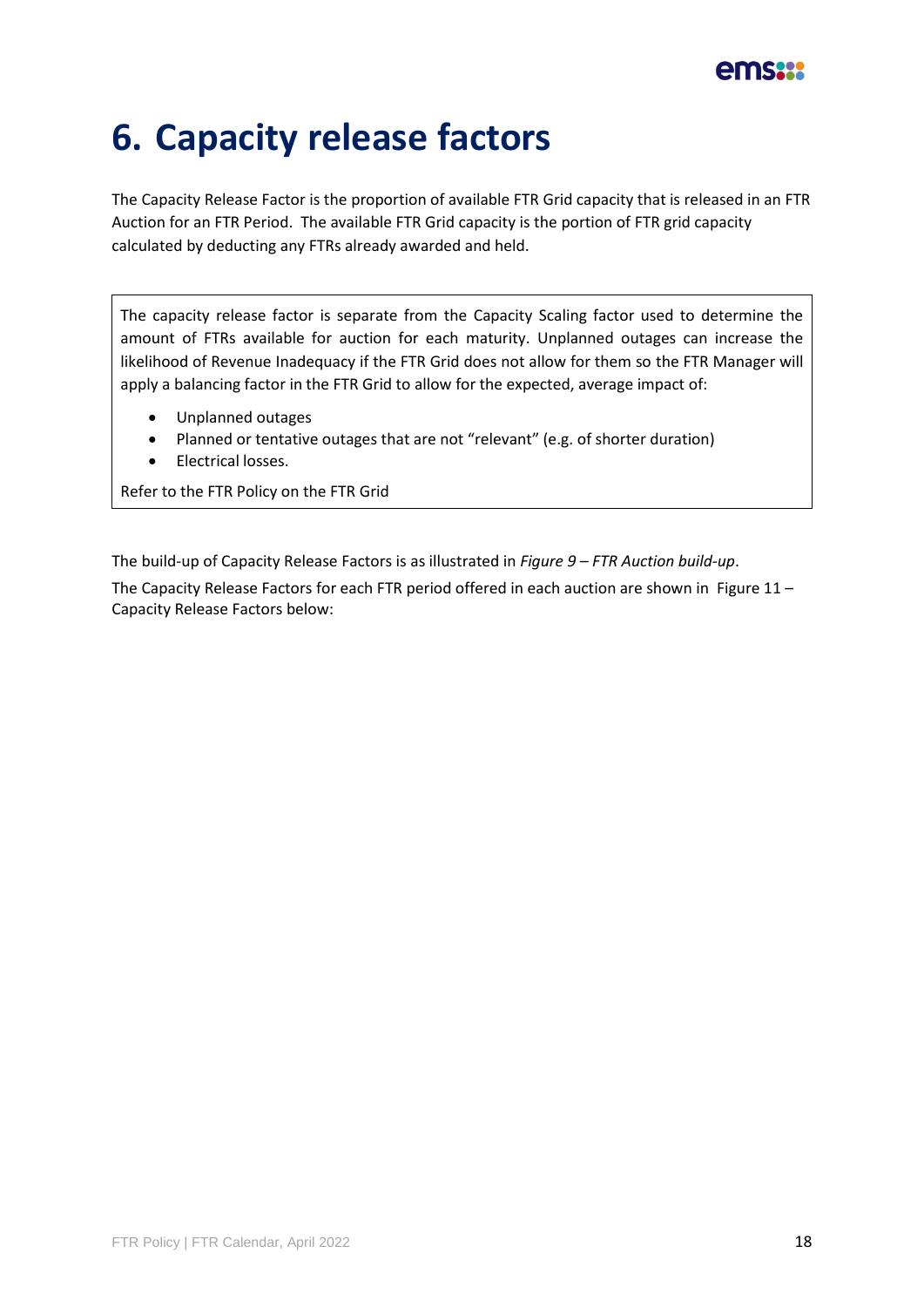# 6. Capacity release factors

The Capacity Release Factor is the proportion of available FTR Grid capacity that is released in an FTR Auction for an FTR Period. The available FTR Grid capacity is the portion of FTR grid capacity calculated by deducting any FTRs already awarded and held.

> The capacity release factor is separate from the Capacity Scaling factor used to determine the amount of FTRs available for auction for each maturity. Unplanned outages can increase the likelihood of Revenue Inadequacy if the FTR Grid does not allow for them so the FTR Manager will apply a balancing factor in the FTR Grid to allow for the expected, average impact of:
>
> - Unplanned outages
> - Planned or tentative outages that are not "relevant" (e.g. of shorter duration)
> - Electrical losses.
>
> Refer to the FTR Policy on the FTR Grid

The build-up of Capacity Release Factors is as illustrated in *Figure 9 – FTR Auction build-up*.

The Capacity Release Factors for each FTR period offered in each auction are shown in Figure 11 – Capacity Release Factors below: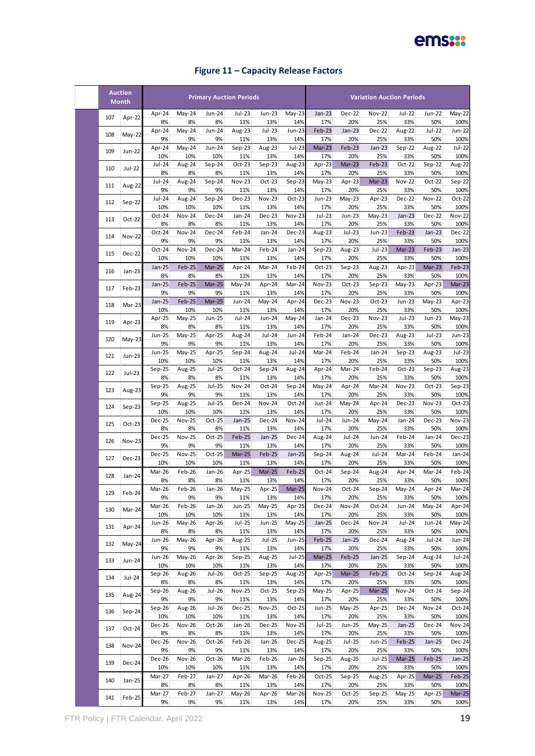## Figure 11 – Capacity Release Factors

| Auction | Month | Primary Auction Periods | | | | | | Variation Auction Periods | | | | | |
|---|---|---|---|---|---|---|---|---|---|---|---|---|---|
| 107 | Apr-22 | Apr-24<br>8% | May-24<br>8% | Jun-24<br>8% | Jul-23<br>11% | Jun-23<br>13% | May-23<br>14% | Jan-23<br>17% | Dec-22<br>20% | Nov-22<br>25% | Jul-22<br>33% | Jun-22<br>50% | May-22<br>100% |
| 108 | May-22 | Apr-24<br>9% | May-24<br>9% | Jun-24<br>9% | Aug-23<br>11% | Jul-23<br>13% | Jun-23<br>14% | Feb-23<br>17% | Jan-23<br>20% | Dec-22<br>25% | Aug-22<br>33% | Jul-22<br>50% | Jun-22<br>100% |
| 109 | Jun-22 | Apr-24<br>10% | May-24<br>10% | Jun-24<br>10% | Sep-23<br>11% | Aug-23<br>13% | Jul-23<br>14% | Mar-23<br>17% | Feb-23<br>20% | Jan-23<br>25% | Sep-22<br>33% | Aug-22<br>50% | Jul-22<br>100% |
| 110 | Jul-22 | Jul-24<br>8% | Aug-24<br>8% | Sep-24<br>8% | Oct-23<br>11% | Sep-23<br>13% | Aug-23<br>14% | Apr-23<br>17% | Mar-23<br>20% | Feb-23<br>25% | Oct-22<br>33% | Sep-22<br>50% | Aug-22<br>100% |
| 111 | Aug-22 | Jul-24<br>9% | Aug-24<br>9% | Sep-24<br>9% | Nov-23<br>11% | Oct-23<br>13% | Sep-23<br>14% | May-23<br>17% | Apr-23<br>20% | Mar-23<br>25% | Nov-22<br>33% | Oct-22<br>50% | Sep-22<br>100% |
| 112 | Sep-22 | Jul-24<br>10% | Aug-24<br>10% | Sep-24<br>10% | Dec-23<br>11% | Nov-23<br>13% | Oct-23<br>14% | Jun-23<br>17% | May-23<br>20% | Apr-23<br>25% | Dec-22<br>33% | Nov-22<br>50% | Oct-22<br>100% |
| 113 | Oct-22 | Oct-24<br>8% | Nov-24<br>8% | Dec-24<br>8% | Jan-24<br>11% | Dec-23<br>13% | Nov-23<br>14% | Jul-23<br>17% | Jun-23<br>20% | May-23<br>25% | Jan-23<br>33% | Dec-22<br>50% | Nov-22<br>100% |
| 114 | Nov-22 | Oct-24<br>9% | Nov-24<br>9% | Dec-24<br>9% | Feb-24<br>11% | Jan-24<br>13% | Dec-23<br>14% | Aug-23<br>17% | Jul-23<br>20% | Jun-23<br>25% | Feb-23<br>33% | Jan-23<br>50% | Dec-22<br>100% |
| 115 | Dec-22 | Oct-24<br>10% | Nov-24<br>10% | Dec-24<br>10% | Mar-24<br>11% | Feb-24<br>13% | Jan-24<br>14% | Sep-23<br>17% | Aug-23<br>20% | Jul-23<br>25% | Mar-23<br>33% | Feb-23<br>50% | Jan-23<br>100% |
| 116 | Jan-23 | Jan-25<br>8% | Feb-25<br>8% | Mar-25<br>8% | Apr-24<br>11% | Mar-24<br>13% | Feb-24<br>14% | Oct-23<br>17% | Sep-23<br>20% | Aug-23<br>25% | Apr-23<br>33% | Mar-23<br>50% | Feb-23<br>100% |
| 117 | Feb-23 | Jan-25<br>9% | Feb-25<br>9% | Mar-25<br>9% | May-24<br>11% | Apr-24<br>13% | Mar-24<br>14% | Nov-23<br>17% | Oct-23<br>20% | Sep-23<br>25% | May-23<br>33% | Apr-23<br>50% | Mar-23<br>100% |
| 118 | Mar-23 | Jan-25<br>10% | Feb-25<br>10% | Mar-25<br>10% | Jun-24<br>11% | May-24<br>13% | Apr-24<br>14% | Dec-23<br>17% | Nov-23<br>20% | Oct-23<br>25% | Jun-23<br>33% | May-23<br>50% | Apr-23<br>100% |
| 119 | Apr-23 | Apr-25<br>8% | May-25<br>8% | Jun-25<br>8% | Jul-24<br>11% | Jun-24<br>13% | May-24<br>14% | Jan-24<br>17% | Dec-23<br>20% | Nov-23<br>25% | Jul-23<br>33% | Jun-23<br>50% | May-23<br>100% |
| 120 | May-23 | Jun-25<br>9% | May-25<br>9% | Apr-25<br>9% | Aug-24<br>11% | Jul-24<br>13% | Jun-24<br>14% | Feb-24<br>17% | Jan-24<br>20% | Dec-23<br>25% | Aug-23<br>33% | Jul-23<br>50% | Jun-23<br>100% |
| 121 | Jun-23 | Jun-25<br>10% | May-25<br>10% | Apr-25<br>10% | Sep-24<br>11% | Aug-24<br>13% | Jul-24<br>14% | Mar-24<br>17% | Feb-24<br>20% | Jan-24<br>25% | Sep-23<br>33% | Aug-23<br>50% | Jul-23<br>100% |
| 122 | Jul-23 | Sep-25<br>8% | Aug-25<br>8% | Jul-25<br>8% | Oct-24<br>11% | Sep-24<br>13% | Aug-24<br>14% | Apr-24<br>17% | Mar-24<br>20% | Feb-24<br>25% | Oct-23<br>33% | Sep-23<br>50% | Aug-23<br>100% |
| 123 | Aug-23 | Sep-25<br>9% | Aug-25<br>9% | Jul-25<br>9% | Nov-24<br>11% | Oct-24<br>13% | Sep-24<br>14% | May-24<br>17% | Apr-24<br>20% | Mar-24<br>25% | Nov-23<br>33% | Oct-23<br>50% | Sep-23<br>100% |
| 124 | Sep-23 | Sep-25<br>10% | Aug-25<br>10% | Jul-25<br>10% | Dec-24<br>11% | Nov-24<br>13% | Oct-24<br>14% | Jun-24<br>17% | May-24<br>20% | Apr-24<br>25% | Dec-23<br>33% | Nov-23<br>50% | Oct-23<br>100% |
| 125 | Oct-23 | Dec-25<br>8% | Nov-25<br>8% | Oct-25<br>8% | Jan-25<br>11% | Dec-24<br>13% | Nov-24<br>14% | Jul-24<br>17% | Jun-24<br>20% | May-24<br>25% | Jan-24<br>33% | Dec-23<br>50% | Nov-23<br>100% |
| 126 | Nov-23 | Dec-25<br>9% | Nov-25<br>9% | Oct-25<br>9% | Feb-25<br>11% | Jan-25<br>13% | Dec-24<br>14% | Aug-24<br>17% | Jul-24<br>20% | Jun-24<br>25% | Feb-24<br>33% | Jan-24<br>50% | Dec-23<br>100% |
| 127 | Dec-23 | Dec-25<br>10% | Nov-25<br>10% | Oct-25<br>10% | Mar-25<br>11% | Feb-25<br>13% | Jan-25<br>14% | Sep-24<br>17% | Aug-24<br>20% | Jul-24<br>25% | Mar-24<br>33% | Feb-24<br>50% | Jan-24<br>100% |
| 128 | Jan-24 | Mar-26<br>8% | Feb-26<br>8% | Jan-26<br>8% | Apr-25<br>11% | Mar-25<br>13% | Feb-25<br>14% | Oct-24<br>17% | Sep-24<br>20% | Aug-24<br>25% | Apr-24<br>33% | Mar-24<br>50% | Feb-24<br>100% |
| 129 | Feb-24 | Mar-26<br>9% | Feb-26<br>9% | Jan-26<br>9% | May-25<br>11% | Apr-25<br>13% | Mar-25<br>14% | Nov-24<br>17% | Oct-24<br>20% | Sep-24<br>25% | May-24<br>33% | Apr-24<br>50% | Mar-24<br>100% |
| 130 | Mar-24 | Mar-26<br>10% | Feb-26<br>10% | Jan-26<br>10% | Jun-25<br>11% | May-25<br>13% | Apr-25<br>14% | Dec-24<br>17% | Nov-24<br>20% | Oct-24<br>25% | Jun-24<br>33% | May-24<br>50% | Apr-24<br>100% |
| 131 | Apr-24 | Jun-26<br>8% | May-26<br>8% | Apr-26<br>8% | Jul-25<br>11% | Jun-25<br>13% | May-25<br>14% | Jan-25<br>17% | Dec-24<br>20% | Nov-24<br>25% | Jul-24<br>33% | Jun-24<br>50% | May-24<br>100% |
| 132 | May-24 | Jun-26<br>9% | May-26<br>9% | Apr-26<br>9% | Aug-25<br>11% | Jul-25<br>13% | Jun-25<br>14% | Feb-25<br>17% | Jan-25<br>20% | Dec-24<br>25% | Aug-24<br>33% | Jul-24<br>50% | Jun-24<br>100% |
| 133 | Jun-24 | Jun-26<br>10% | May-26<br>10% | Apr-26<br>10% | Sep-25<br>11% | Aug-25<br>13% | Jul-25<br>14% | Mar-25<br>17% | Feb-25<br>20% | Jan-25<br>25% | Sep-24<br>33% | Aug-24<br>50% | Jul-24<br>100% |
| 134 | Jul-24 | Sep-26<br>8% | Aug-26<br>8% | Jul-26<br>8% | Oct-25<br>11% | Sep-25<br>13% | Aug-25<br>14% | Apr-25<br>17% | Mar-25<br>20% | Feb-25<br>25% | Oct-24<br>33% | Sep-24<br>50% | Aug-24<br>100% |
| 135 | Aug-24 | Sep-26<br>9% | Aug-26<br>9% | Jul-26<br>9% | Nov-25<br>11% | Oct-25<br>13% | Sep-25<br>14% | May-25<br>17% | Apr-25<br>20% | Mar-25<br>25% | Nov-24<br>33% | Oct-24<br>50% | Sep-24<br>100% |
| 136 | Sep-24 | Sep-26<br>10% | Aug-26<br>10% | Jul-26<br>10% | Dec-25<br>11% | Nov-25<br>13% | Oct-25<br>14% | Jun-25<br>17% | May-25<br>20% | Apr-25<br>25% | Dec-24<br>33% | Nov-24<br>50% | Oct-24<br>100% |
| 137 | Oct-24 | Dec-26<br>8% | Nov-26<br>8% | Oct-26<br>8% | Jan-26<br>11% | Dec-25<br>13% | Nov-25<br>14% | Jul-25<br>17% | Jun-25<br>20% | May-25<br>25% | Jan-25<br>33% | Dec-24<br>50% | Nov-24<br>100% |
| 138 | Nov-24 | Dec-26<br>9% | Nov-26<br>9% | Oct-26<br>9% | Feb-26<br>11% | Jan-26<br>13% | Dec-25<br>14% | Aug-25<br>17% | Jul-25<br>20% | Jun-25<br>25% | Feb-25<br>33% | Jan-25<br>50% | Dec-24<br>100% |
| 139 | Dec-24 | Dec-26<br>10% | Nov-26<br>10% | Oct-26<br>10% | Mar-26<br>11% | Feb-26<br>13% | Jan-26<br>14% | Sep-25<br>17% | Aug-25<br>20% | Jul-25<br>25% | Mar-25<br>33% | Feb-25<br>50% | Jan-25<br>100% |
| 140 | Jan-25 | Mar-27<br>8% | Feb-27<br>8% | Jan-27<br>8% | Apr-26<br>11% | Mar-26<br>13% | Feb-26<br>14% | Oct-25<br>17% | Sep-25<br>20% | Aug-25<br>25% | Apr-25<br>33% | Mar-25<br>50% | Feb-25<br>100% |
| 141 | Feb-25 | Mar-27<br>9% | Feb-27<br>9% | Jan-27<br>9% | May-26<br>11% | Apr-26<br>13% | Mar-26<br>14% | Nov-25<br>17% | Oct-25<br>20% | Sep-25<br>25% | May-25<br>33% | Apr-25<br>50% | Mar-25<br>100% |